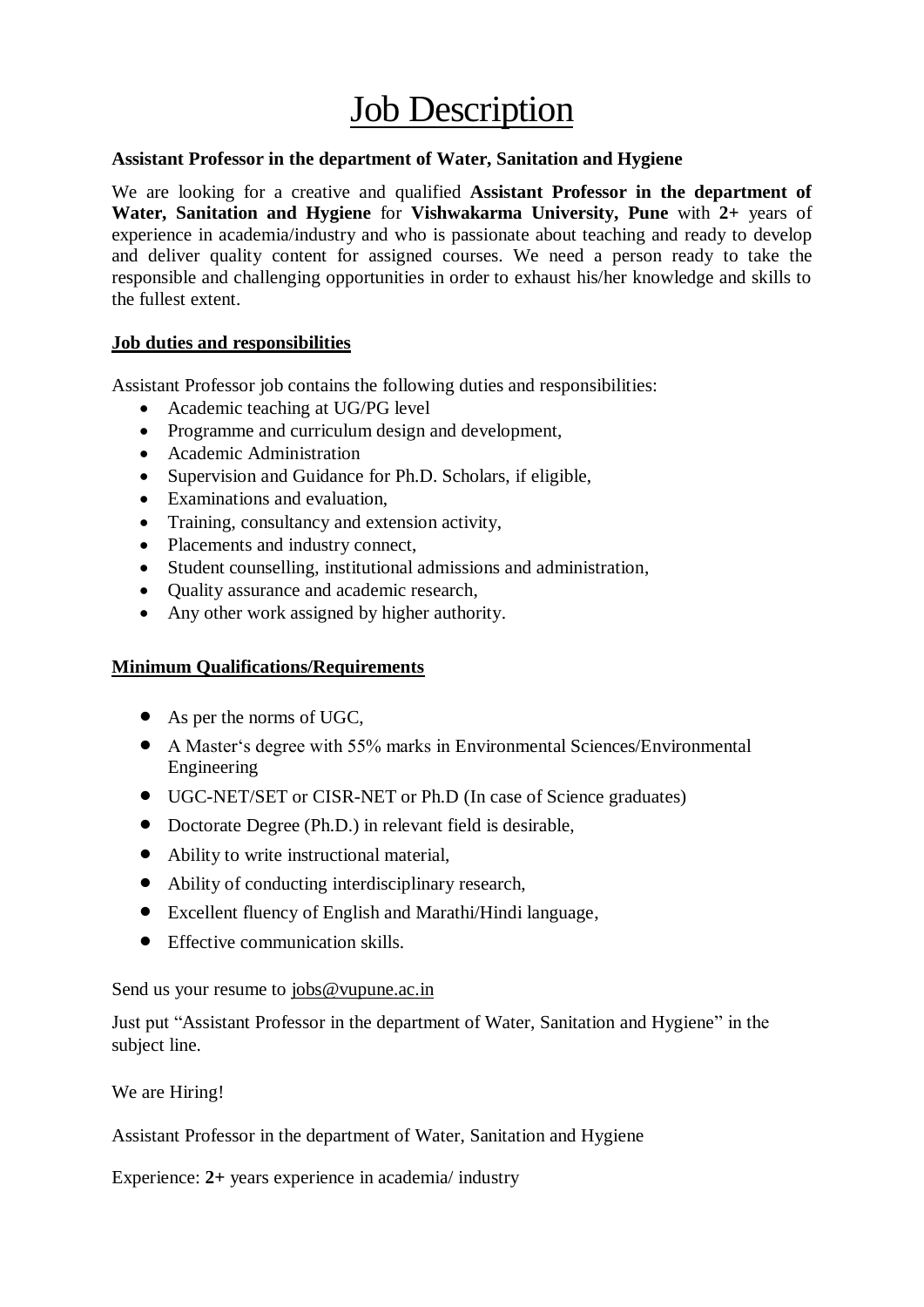# Job Description

**Assistant Professor in the department of Water, Sanitation and Hygiene**

We are looking for a creative and qualified **Assistant Professor in the department of Water, Sanitation and Hygiene** for **Vishwakarma University, Pune** with **2+** years of experience in academia/industry and who is passionate about teaching and ready to develop and deliver quality content for assigned courses. We need a person ready to take the responsible and challenging opportunities in order to exhaust his/her knowledge and skills to the fullest extent.

## Job duties and responsibilities

Assistant Professor job contains the following duties and responsibilities:

- Academic teaching at UG/PG level
- Programme and curriculum design and development,
- Academic Administration
- Supervision and Guidance for Ph.D. Scholars, if eligible,
- Examinations and evaluation,
- Training, consultancy and extension activity,
- Placements and industry connect,
- Student counselling, institutional admissions and administration,
- Quality assurance and academic research,
- Any other work assigned by higher authority.

## Minimum Qualifications/Requirements

- As per the norms of UGC,
- A Master's degree with 55% marks in Environmental Sciences/Environmental Engineering
- UGC-NET/SET or CISR-NET or Ph.D (In case of Science graduates)
- Doctorate Degree (Ph.D.) in relevant field is desirable,
- Ability to write instructional material,
- Ability of conducting interdisciplinary research,
- Excellent fluency of English and Marathi/Hindi language,
- Effective communication skills.

Send us your resume to jobs@vupune.ac.in

Just put "Assistant Professor in the department of Water, Sanitation and Hygiene" in the subject line.

We are Hiring!

Assistant Professor in the department of Water, Sanitation and Hygiene

Experience: **2+** years experience in academia/ industry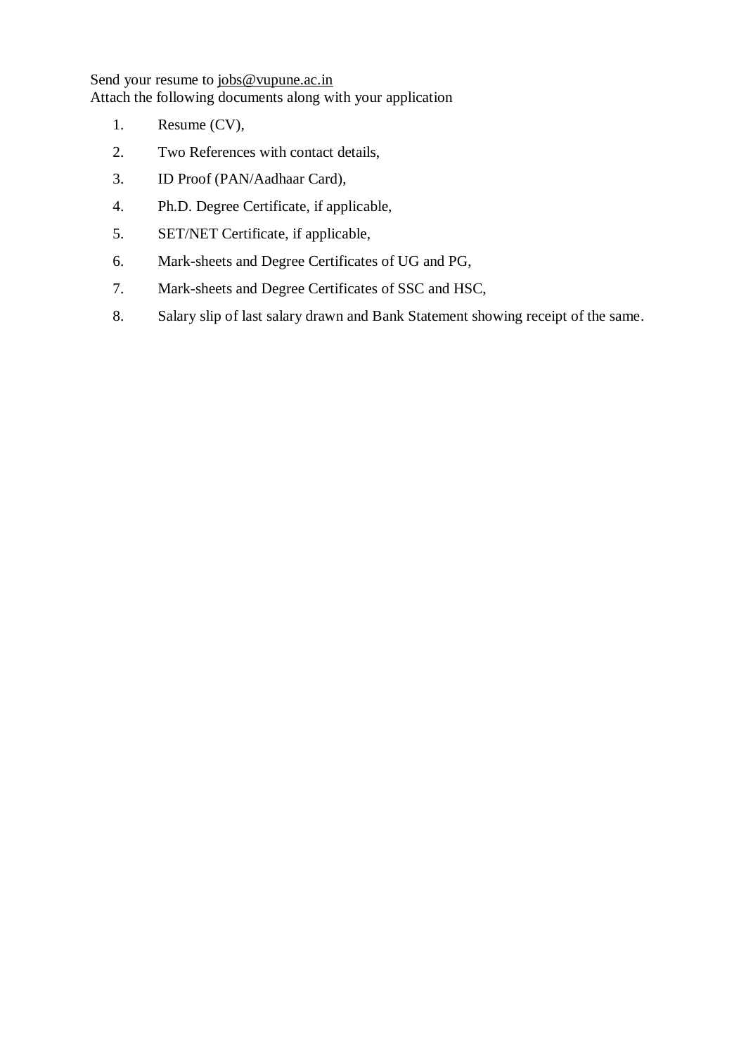Send your resume to jobs@vupune.ac.in

Attach the following documents along with your application

1. Resume (CV),
2. Two References with contact details,
3. ID Proof (PAN/Aadhaar Card),
4. Ph.D. Degree Certificate, if applicable,
5. SET/NET Certificate, if applicable,
6. Mark-sheets and Degree Certificates of UG and PG,
7. Mark-sheets and Degree Certificates of SSC and HSC,
8. Salary slip of last salary drawn and Bank Statement showing receipt of the same.